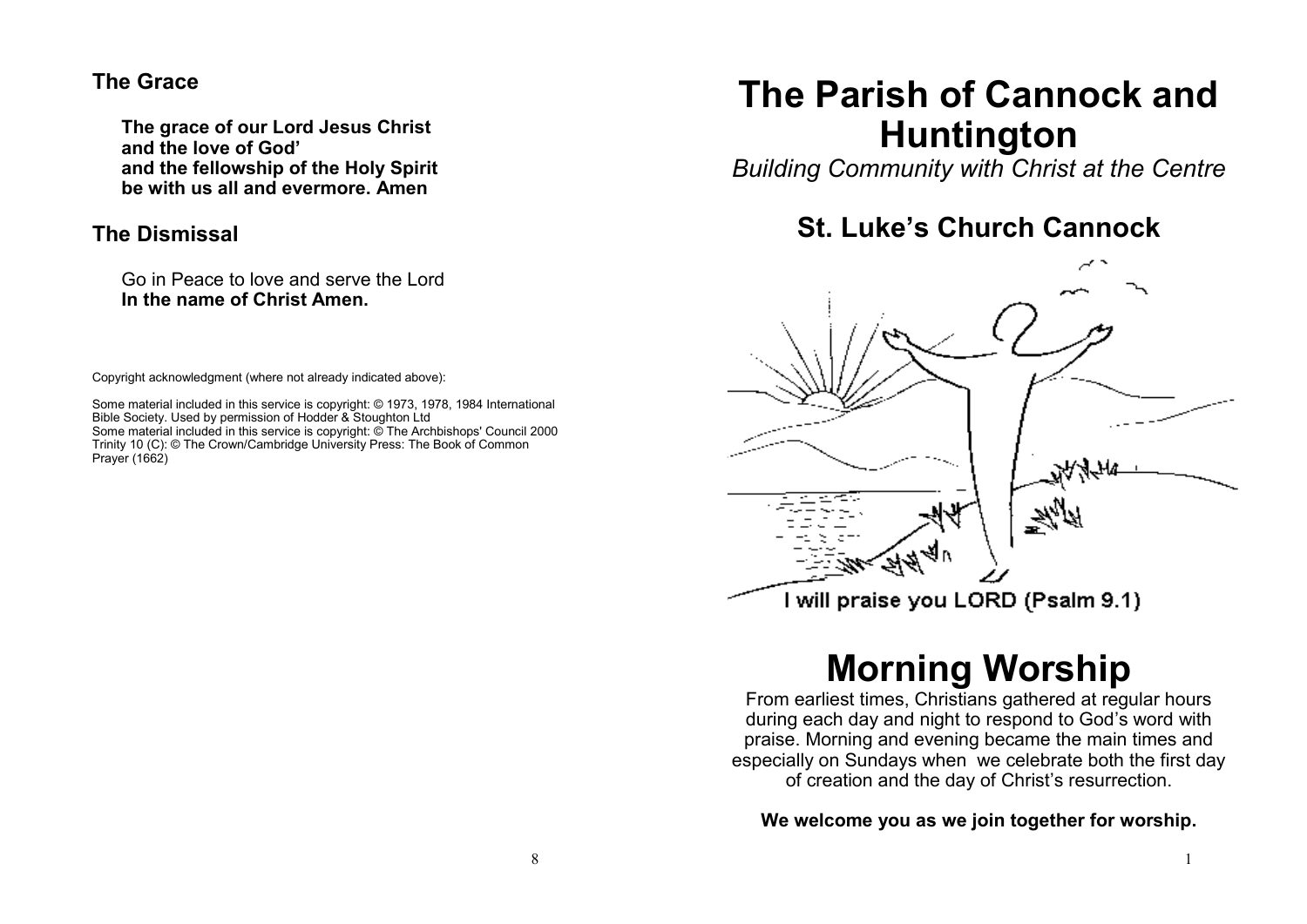## The Grace

**The grace of our Lord Jesus Christ**
**and the love of God'**
**and the fellowship of the Holy Spirit**
**be with us all and evermore. Amen**

## The Dismissal

Go in Peace to love and serve the Lord
**In the name of Christ Amen.**

Copyright acknowledgment (where not already indicated above):

Some material included in this service is copyright: © 1973, 1978, 1984 International Bible Society. Used by permission of Hodder & Stoughton Ltd
Some material included in this service is copyright: © The Archbishops' Council 2000
Trinity 10 (C): © The Crown/Cambridge University Press: The Book of Common Prayer (1662)

# The Parish of Cannock and Huntington

*Building Community with Christ at the Centre*

## St. Luke's Church Cannock

I will praise you LORD (Psalm 9.1)

# Morning Worship

From earliest times, Christians gathered at regular hours during each day and night to respond to God's word with praise. Morning and evening became the main times and especially on Sundays when we celebrate both the first day of creation and the day of Christ's resurrection.

**We welcome you as we join together for worship.**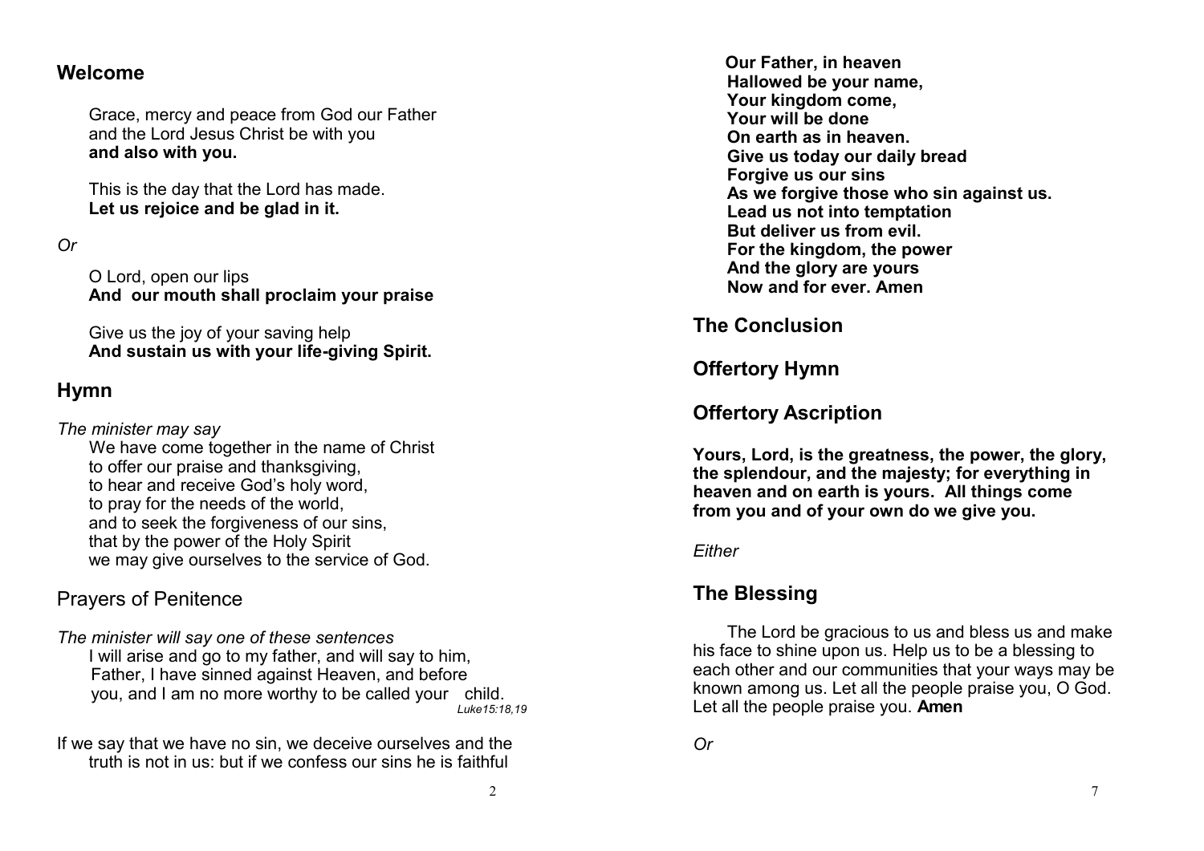## Welcome

Grace, mercy and peace from God our Father
and the Lord Jesus Christ be with you
**and also with you.**

This is the day that the Lord has made.
**Let us rejoice and be glad in it.**

*Or*

O Lord, open our lips
**And our mouth shall proclaim your praise**

Give us the joy of your saving help
**And sustain us with your life-giving Spirit.**

## Hymn

*The minister may say*

We have come together in the name of Christ
to offer our praise and thanksgiving,
to hear and receive God's holy word,
to pray for the needs of the world,
and to seek the forgiveness of our sins,
that by the power of the Holy Spirit
we may give ourselves to the service of God.

## Prayers of Penitence

*The minister will say one of these sentences*

I will arise and go to my father, and will say to him,
Father, I have sinned against Heaven, and before
you, and I am no more worthy to be called your child.
*Luke15:18,19*

If we say that we have no sin, we deceive ourselves and the truth is not in us: but if we confess our sins he is faithful

**Our Father, in heaven**
**Hallowed be your name,**
**Your kingdom come,**
**Your will be done**
**On earth as in heaven.**
**Give us today our daily bread**
**Forgive us our sins**
**As we forgive those who sin against us.**
**Lead us not into temptation**
**But deliver us from evil.**
**For the kingdom, the power**
**And the glory are yours**
**Now and for ever. Amen**

## The Conclusion

## Offertory Hymn

## Offertory Ascription

**Yours, Lord, is the greatness, the power, the glory, the splendour, and the majesty; for everything in heaven and on earth is yours. All things come from you and of your own do we give you.**

*Either*

## The Blessing

The Lord be gracious to us and bless us and make his face to shine upon us. Help us to be a blessing to each other and our communities that your ways may be known among us. Let all the people praise you, O God. Let all the people praise you. **Amen**

*Or*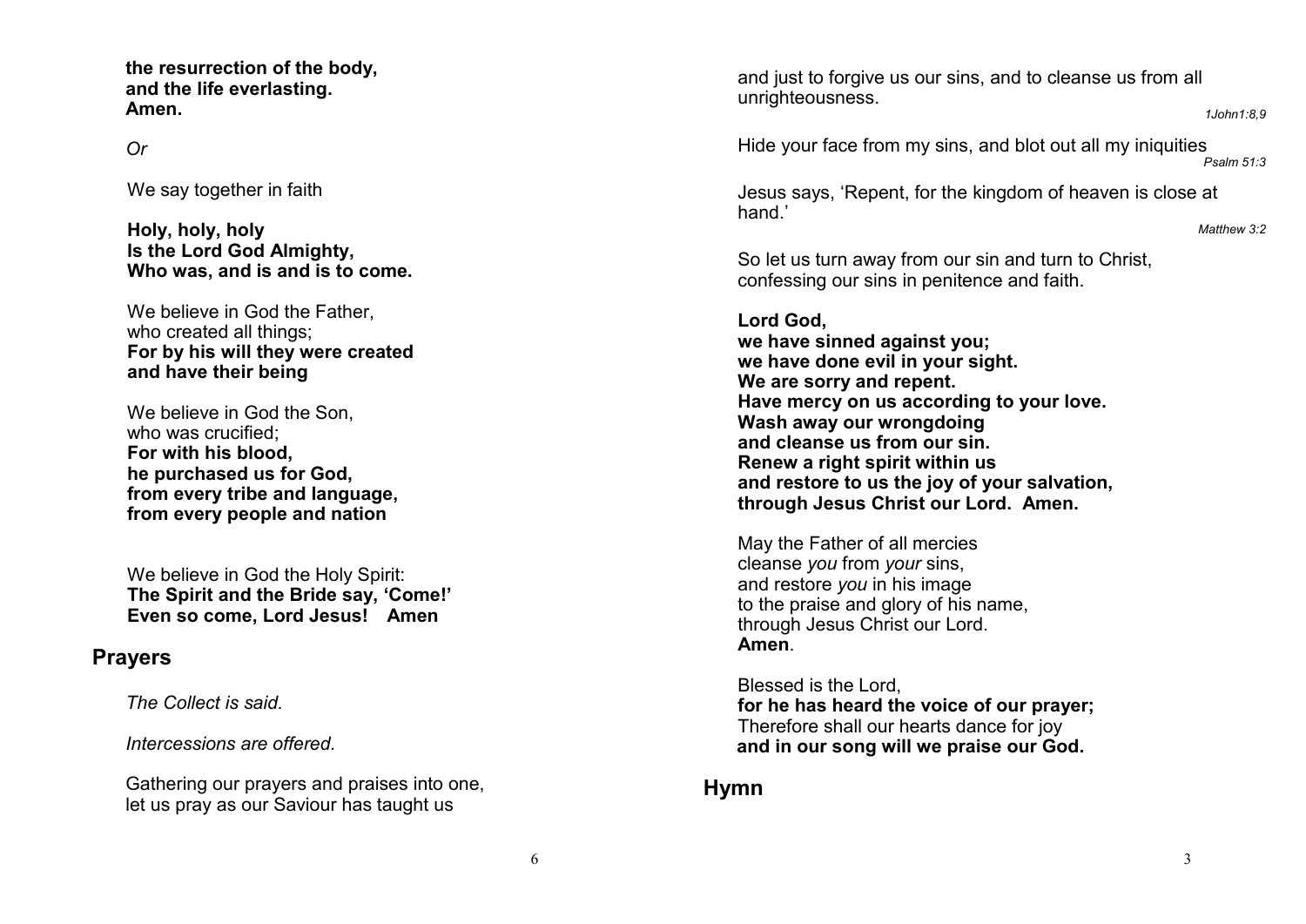**the resurrection of the body,**
**and the life everlasting.**
**Amen.**

*Or*

We say together in faith

**Holy, holy, holy**
**Is the Lord God Almighty,**
**Who was, and is and is to come.**

We believe in God the Father,
who created all things;
**For by his will they were created**
**and have their being**

We believe in God the Son,
who was crucified;
**For with his blood,**
**he purchased us for God,**
**from every tribe and language,**
**from every people and nation**

We believe in God the Holy Spirit:
**The Spirit and the Bride say, 'Come!'**
**Even so come, Lord Jesus! Amen**

## Prayers

*The Collect is said.*

*Intercessions are offered.*

Gathering our prayers and praises into one,
let us pray as our Saviour has taught us

and just to forgive us our sins, and to cleanse us from all unrighteousness.

*1John1:8,9*

Hide your face from my sins, and blot out all my iniquities

*Psalm 51:3*

Jesus says, 'Repent, for the kingdom of heaven is close at hand.'

*Matthew 3:2*

So let us turn away from our sin and turn to Christ,
confessing our sins in penitence and faith.

**Lord God,**
**we have sinned against you;**
**we have done evil in your sight.**
**We are sorry and repent.**
**Have mercy on us according to your love.**
**Wash away our wrongdoing**
**and cleanse us from our sin.**
**Renew a right spirit within us**
**and restore to us the joy of your salvation,**
**through Jesus Christ our Lord. Amen.**

May the Father of all mercies
cleanse *you* from *your* sins,
and restore *you* in his image
to the praise and glory of his name,
through Jesus Christ our Lord.
**Amen**.

Blessed is the Lord,
**for he has heard the voice of our prayer;**
Therefore shall our hearts dance for joy
**and in our song will we praise our God.**

## Hymn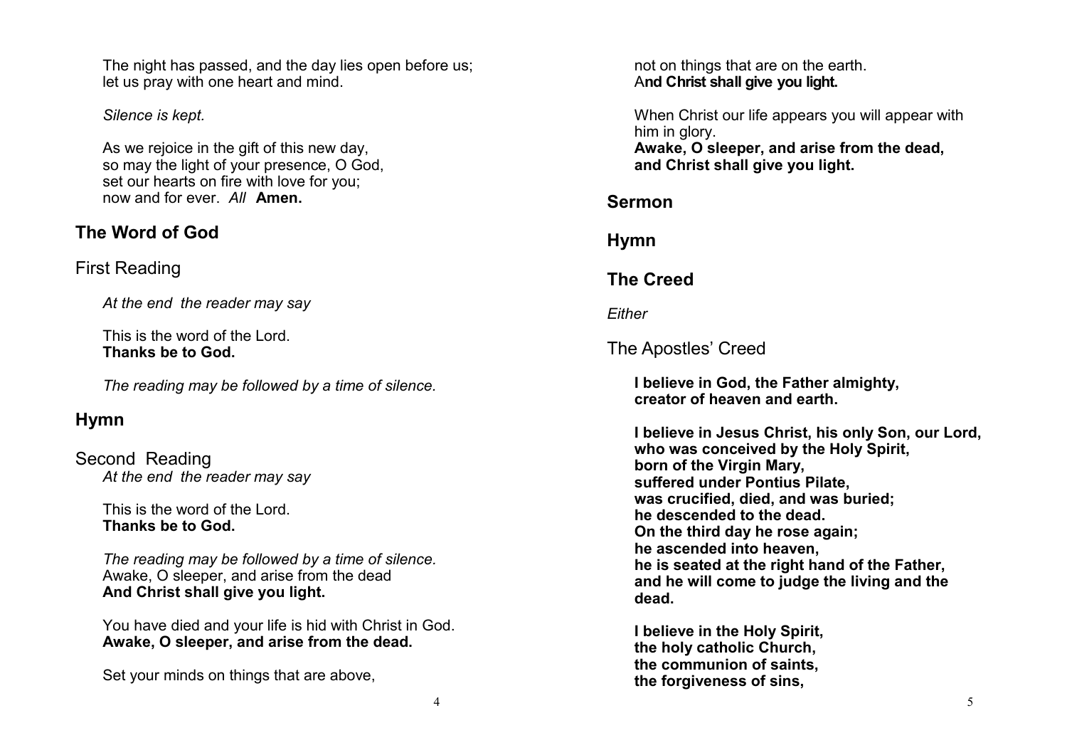The night has passed, and the day lies open before us;
let us pray with one heart and mind.

*Silence is kept.*

As we rejoice in the gift of this new day,
so may the light of your presence, O God,
set our hearts on fire with love for you;
now and for ever. *All* **Amen.**

## The Word of God

### First Reading

*At the end the reader may say*

This is the word of the Lord.
**Thanks be to God.**

*The reading may be followed by a time of silence.*

## Hymn

### Second Reading

*At the end the reader may say*

This is the word of the Lord.
**Thanks be to God.**

*The reading may be followed by a time of silence.*
Awake, O sleeper, and arise from the dead
**And Christ shall give you light.**

You have died and your life is hid with Christ in God.
**Awake, O sleeper, and arise from the dead.**

Set your minds on things that are above,
not on things that are on the earth.
A**nd Christ shall give you light.**

When Christ our life appears you will appear with him in glory.
**Awake, O sleeper, and arise from the dead,**
**and Christ shall give you light.**

## Sermon

## Hymn

## The Creed

*Either*

### The Apostles' Creed

**I believe in God, the Father almighty,**
**creator of heaven and earth.**

**I believe in Jesus Christ, his only Son, our Lord,**
**who was conceived by the Holy Spirit,**
**born of the Virgin Mary,**
**suffered under Pontius Pilate,**
**was crucified, died, and was buried;**
**he descended to the dead.**
**On the third day he rose again;**
**he ascended into heaven,**
**he is seated at the right hand of the Father,**
**and he will come to judge the living and the dead.**

**I believe in the Holy Spirit,**
**the holy catholic Church,**
**the communion of saints,**
**the forgiveness of sins,**